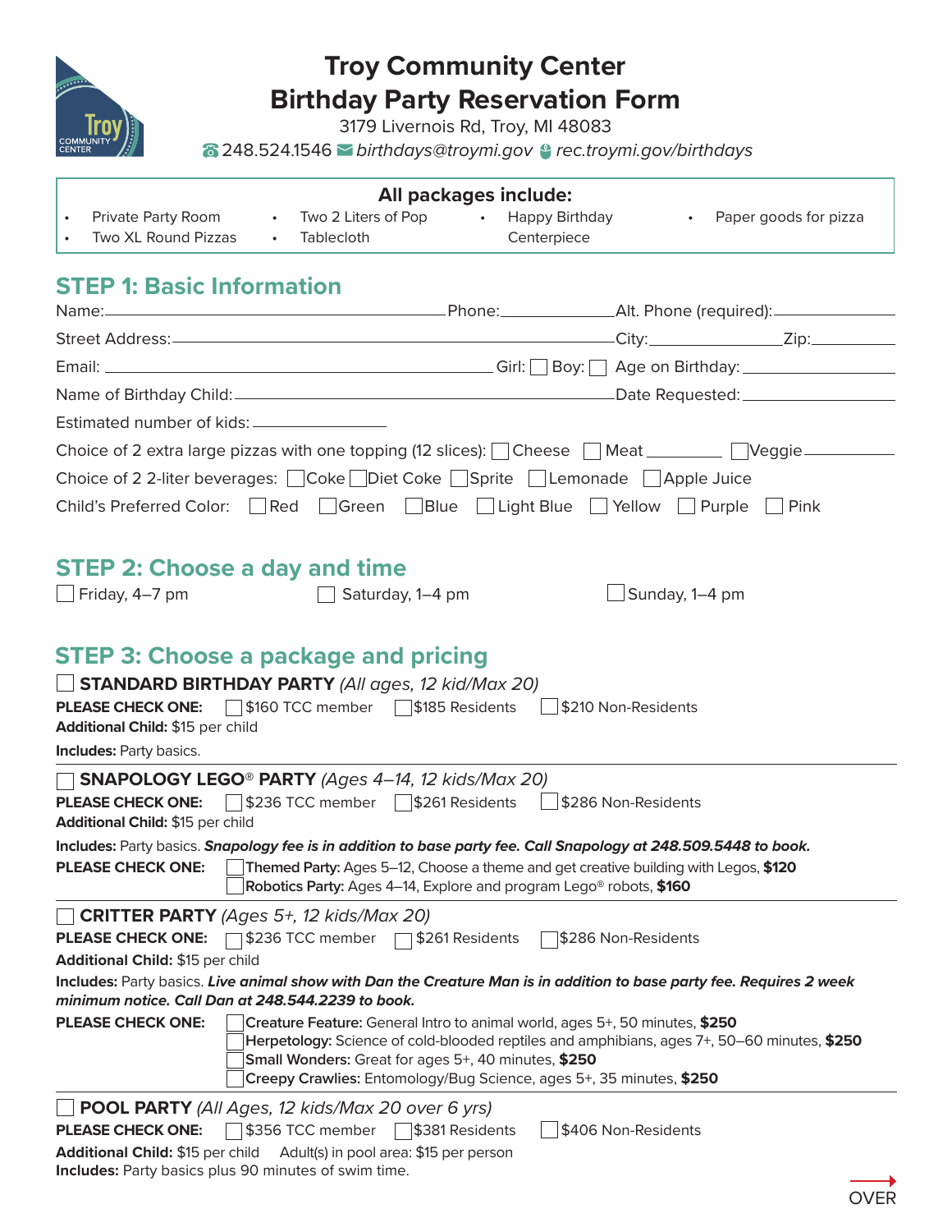# Troy Community Center
# Birthday Party Reservation Form

3179 Livernois Rd, Troy, MI 48083

☎ 248.524.1546 ✉ *birthdays@troymi.gov* *rec.troymi.gov/birthdays*

**All packages include:**

- Private Party Room
- Two XL Round Pizzas
- Two 2 Liters of Pop
- Tablecloth
- Happy Birthday Centerpiece
- Paper goods for pizza

## STEP 1: Basic Information

Name: ________________ Phone: ________ Alt. Phone (required): ________

Street Address: ________________ City: ________ Zip: ________

Email: ________________ Girl: ☐ Boy: ☐ Age on Birthday: ________

Name of Birthday Child: ________________ Date Requested: ________

Estimated number of kids: ________

Choice of 2 extra large pizzas with one topping (12 slices): ☐ Cheese ☐ Meat ________ ☐ Veggie ________

Choice of 2 2-liter beverages: ☐ Coke ☐ Diet Coke ☐ Sprite ☐ Lemonade ☐ Apple Juice

Child's Preferred Color: ☐ Red ☐ Green ☐ Blue ☐ Light Blue ☐ Yellow ☐ Purple ☐ Pink

## STEP 2: Choose a day and time

☐ Friday, 4–7 pm ☐ Saturday, 1–4 pm ☐ Sunday, 1–4 pm

## STEP 3: Choose a package and pricing

☐ **STANDARD BIRTHDAY PARTY** *(All ages, 12 kid/Max 20)*

**PLEASE CHECK ONE:** ☐ $160 TCC member ☐ $185 Residents ☐ $210 Non-Residents

**Additional Child:** $15 per child

**Includes:** Party basics.

---

☐ **SNAPOLOGY LEGO® PARTY** *(Ages 4–14, 12 kids/Max 20)*

**PLEASE CHECK ONE:** ☐ $236 TCC member ☐ $261 Residents ☐ $286 Non-Residents

**Additional Child:** $15 per child

**Includes:** Party basics. ***Snapology fee is in addition to base party fee. Call Snapology at 248.509.5448 to book.***

**PLEASE CHECK ONE:**
☐ **Themed Party:** Ages 5–12, Choose a theme and get creative building with Legos, **$120**
☐ **Robotics Party:** Ages 4–14, Explore and program Lego® robots, **$160**

---

☐ **CRITTER PARTY** *(Ages 5+, 12 kids/Max 20)*

**PLEASE CHECK ONE:** ☐ $236 TCC member ☐ $261 Residents ☐ $286 Non-Residents

**Additional Child:** $15 per child

**Includes:** Party basics. ***Live animal show with Dan the Creature Man is in addition to base party fee. Requires 2 week minimum notice. Call Dan at 248.544.2239 to book.***

**PLEASE CHECK ONE:**
☐ **Creature Feature:** General Intro to animal world, ages 5+, 50 minutes, **$250**
☐ **Herpetology:** Science of cold-blooded reptiles and amphibians, ages 7+, 50–60 minutes, **$250**
☐ **Small Wonders:** Great for ages 5+, 40 minutes, **$250**
☐ **Creepy Crawlies:** Entomology/Bug Science, ages 5+, 35 minutes, **$250**

---

☐ **POOL PARTY** *(All Ages, 12 kids/Max 20 over 6 yrs)*

**PLEASE CHECK ONE:** ☐ $356 TCC member ☐ $381 Residents ☐ $406 Non-Residents

**Additional Child:** $15 per child Adult(s) in pool area: $15 per person

**Includes:** Party basics plus 90 minutes of swim time.

OVER →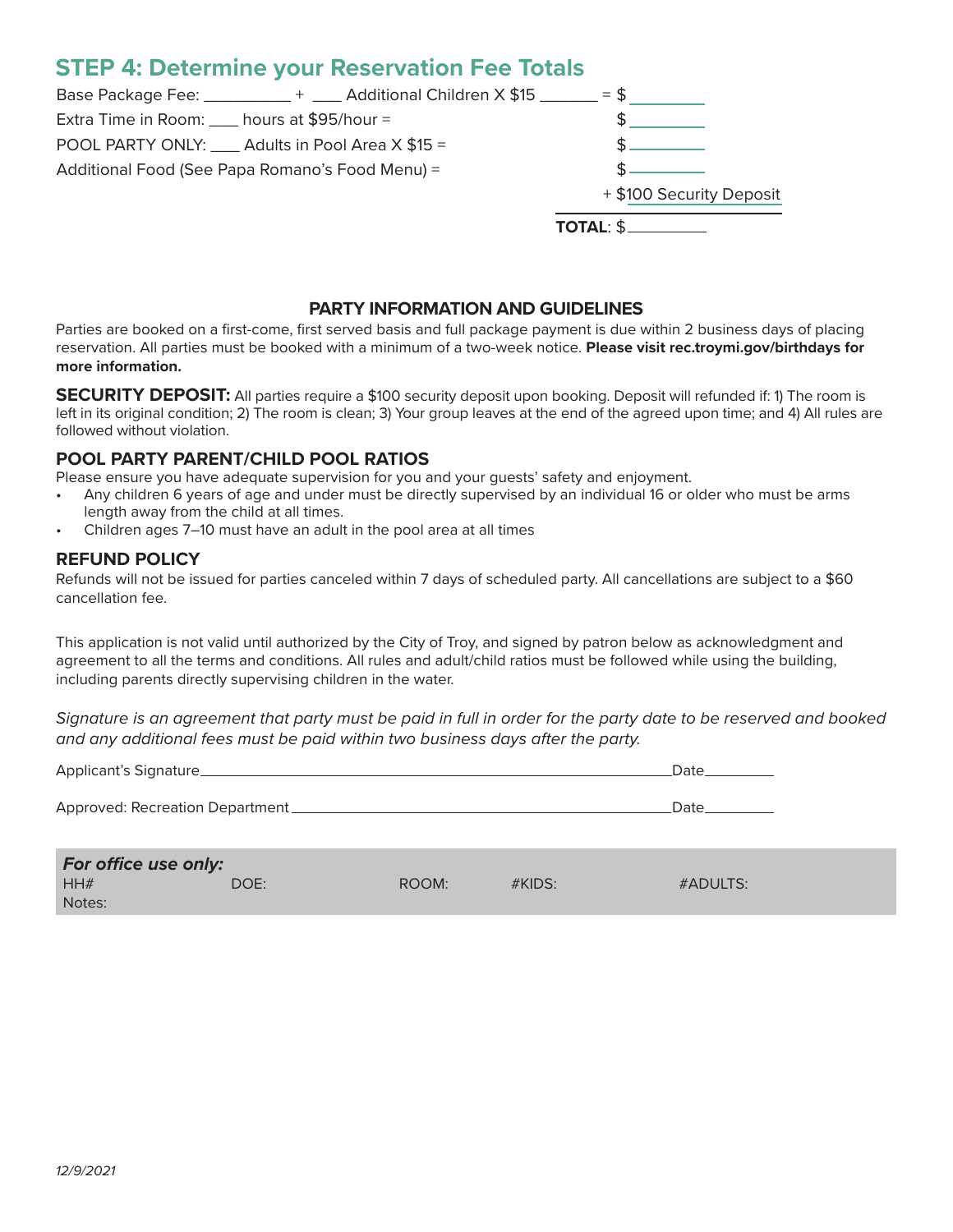## STEP 4: Determine your Reservation Fee Totals

Base Package Fee: __________ + ___ Additional Children X $15 _______ = $ _________

Extra Time in Room: ___ hours at $95/hour = $ _________

POOL PARTY ONLY: ___ Adults in Pool Area X $15 = $ _________

Additional Food (See Papa Romano's Food Menu) = $ _________

\+ $100 Security Deposit

**TOTAL**: $ _________

### PARTY INFORMATION AND GUIDELINES

Parties are booked on a first-come, first served basis and full package payment is due within 2 business days of placing reservation. All parties must be booked with a minimum of a two-week notice. **Please visit rec.troymi.gov/birthdays for more information.**

**SECURITY DEPOSIT:** All parties require a $100 security deposit upon booking. Deposit will refunded if: 1) The room is left in its original condition; 2) The room is clean; 3) Your group leaves at the end of the agreed upon time; and 4) All rules are followed without violation.

### POOL PARTY PARENT/CHILD POOL RATIOS

Please ensure you have adequate supervision for you and your guests' safety and enjoyment.

- Any children 6 years of age and under must be directly supervised by an individual 16 or older who must be arms length away from the child at all times.
- Children ages 7–10 must have an adult in the pool area at all times

### REFUND POLICY

Refunds will not be issued for parties canceled within 7 days of scheduled party. All cancellations are subject to a $60 cancellation fee.

This application is not valid until authorized by the City of Troy, and signed by patron below as acknowledgment and agreement to all the terms and conditions. All rules and adult/child ratios must be followed while using the building, including parents directly supervising children in the water.

*Signature is an agreement that party must be paid in full in order for the party date to be reserved and booked and any additional fees must be paid within two business days after the party.*

Applicant's Signature ____________________________________________ Date _________

Approved: Recreation Department ____________________________________ Date _________

***For office use only:***

HH# DOE: ROOM: #KIDS: #ADULTS:

Notes:

*12/9/2021*